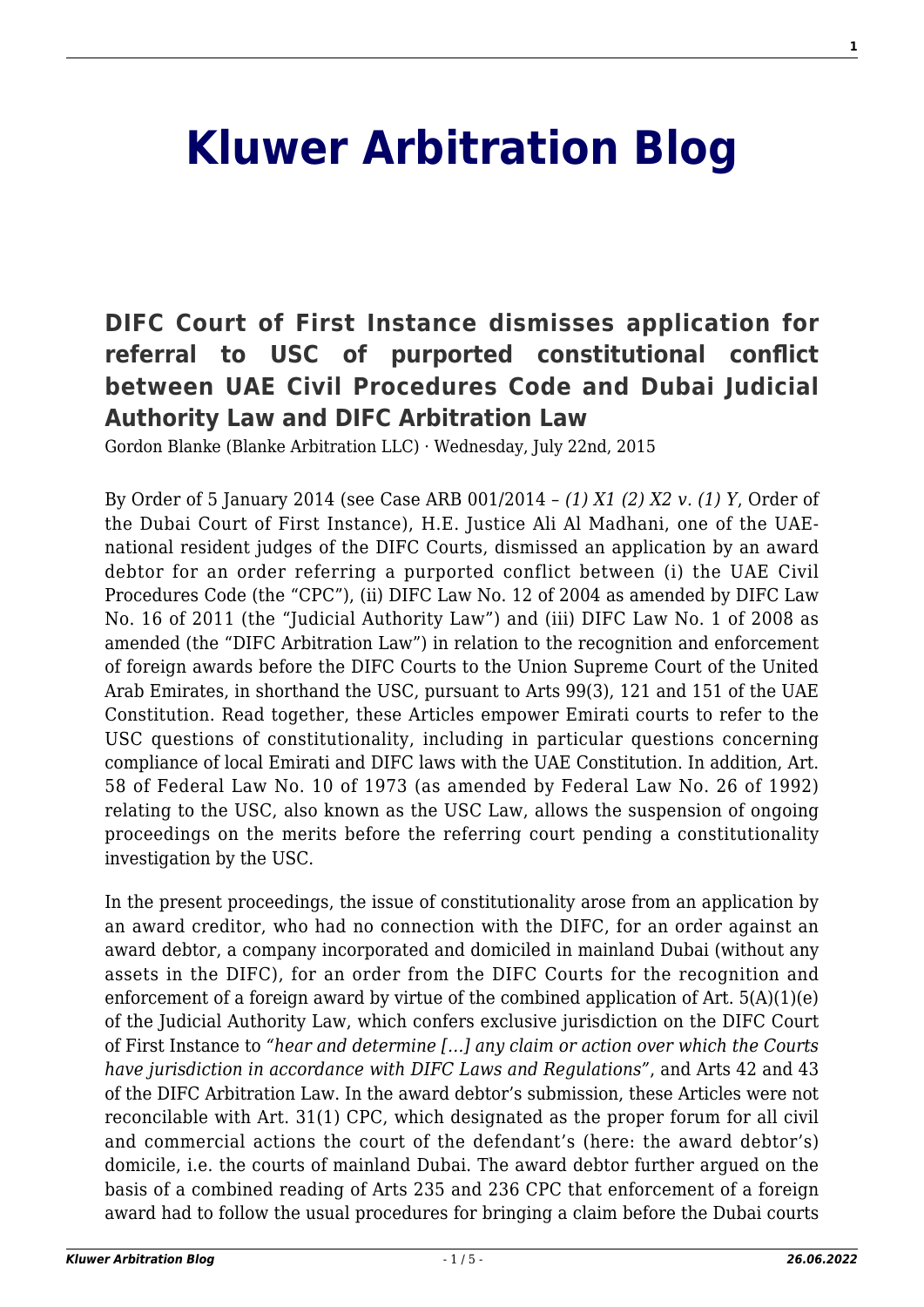# Kluwer Arbitration Blog

## DIFC Court of First Instance dismisses application for referral to USC of purported constitutional conflict between UAE Civil Procedures Code and Dubai Judicial Authority Law and DIFC Arbitration Law

Gordon Blanke (Blanke Arbitration LLC) · Wednesday, July 22nd, 2015

By Order of 5 January 2014 (see Case ARB 001/2014 – *(1) X1 (2) X2 v. (1) Y*, Order of the Dubai Court of First Instance), H.E. Justice Ali Al Madhani, one of the UAE-national resident judges of the DIFC Courts, dismissed an application by an award debtor for an order referring a purported conflict between (i) the UAE Civil Procedures Code (the "CPC"), (ii) DIFC Law No. 12 of 2004 as amended by DIFC Law No. 16 of 2011 (the "Judicial Authority Law") and (iii) DIFC Law No. 1 of 2008 as amended (the "DIFC Arbitration Law") in relation to the recognition and enforcement of foreign awards before the DIFC Courts to the Union Supreme Court of the United Arab Emirates, in shorthand the USC, pursuant to Arts 99(3), 121 and 151 of the UAE Constitution. Read together, these Articles empower Emirati courts to refer to the USC questions of constitutionality, including in particular questions concerning compliance of local Emirati and DIFC laws with the UAE Constitution. In addition, Art. 58 of Federal Law No. 10 of 1973 (as amended by Federal Law No. 26 of 1992) relating to the USC, also known as the USC Law, allows the suspension of ongoing proceedings on the merits before the referring court pending a constitutionality investigation by the USC.

In the present proceedings, the issue of constitutionality arose from an application by an award creditor, who had no connection with the DIFC, for an order against an award debtor, a company incorporated and domiciled in mainland Dubai (without any assets in the DIFC), for an order from the DIFC Courts for the recognition and enforcement of a foreign award by virtue of the combined application of Art. 5(A)(1)(e) of the Judicial Authority Law, which confers exclusive jurisdiction on the DIFC Court of First Instance to *"hear and determine […] any claim or action over which the Courts have jurisdiction in accordance with DIFC Laws and Regulations"*, and Arts 42 and 43 of the DIFC Arbitration Law. In the award debtor's submission, these Articles were not reconcilable with Art. 31(1) CPC, which designated as the proper forum for all civil and commercial actions the court of the defendant's (here: the award debtor's) domicile, i.e. the courts of mainland Dubai. The award debtor further argued on the basis of a combined reading of Arts 235 and 236 CPC that enforcement of a foreign award had to follow the usual procedures for bringing a claim before the Dubai courts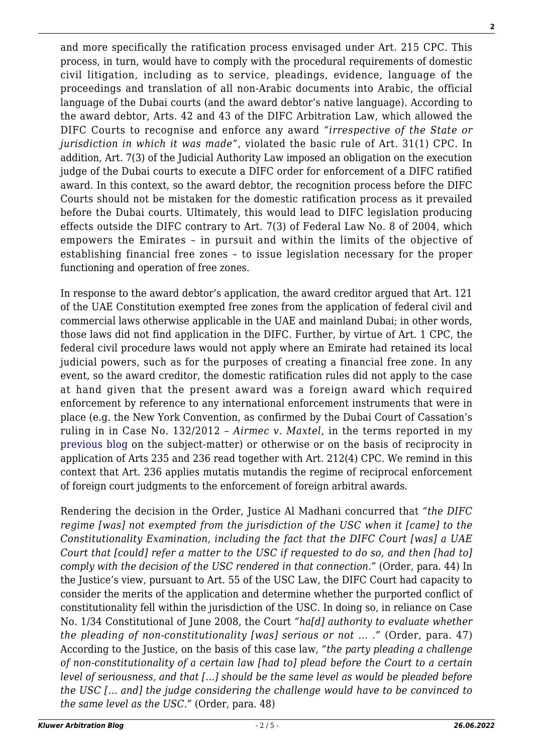and more specifically the ratification process envisaged under Art. 215 CPC. This process, in turn, would have to comply with the procedural requirements of domestic civil litigation, including as to service, pleadings, evidence, language of the proceedings and translation of all non-Arabic documents into Arabic, the official language of the Dubai courts (and the award debtor's native language). According to the award debtor, Arts. 42 and 43 of the DIFC Arbitration Law, which allowed the DIFC Courts to recognise and enforce any award *"irrespective of the State or jurisdiction in which it was made"*, violated the basic rule of Art. 31(1) CPC. In addition, Art. 7(3) of the Judicial Authority Law imposed an obligation on the execution judge of the Dubai courts to execute a DIFC order for enforcement of a DIFC ratified award. In this context, so the award debtor, the recognition process before the DIFC Courts should not be mistaken for the domestic ratification process as it prevailed before the Dubai courts. Ultimately, this would lead to DIFC legislation producing effects outside the DIFC contrary to Art. 7(3) of Federal Law No. 8 of 2004, which empowers the Emirates – in pursuit and within the limits of the objective of establishing financial free zones – to issue legislation necessary for the proper functioning and operation of free zones.

In response to the award debtor's application, the award creditor argued that Art. 121 of the UAE Constitution exempted free zones from the application of federal civil and commercial laws otherwise applicable in the UAE and mainland Dubai; in other words, those laws did not find application in the DIFC. Further, by virtue of Art. 1 CPC, the federal civil procedure laws would not apply where an Emirate had retained its local judicial powers, such as for the purposes of creating a financial free zone. In any event, so the award creditor, the domestic ratification rules did not apply to the case at hand given that the present award was a foreign award which required enforcement by reference to any international enforcement instruments that were in place (e.g. the New York Convention, as confirmed by the Dubai Court of Cassation's ruling in in Case No. 132/2012 – *Airmec v. Maxtel*, in the terms reported in my previous blog on the subject-matter) or otherwise or on the basis of reciprocity in application of Arts 235 and 236 read together with Art. 212(4) CPC. We remind in this context that Art. 236 applies mutatis mutandis the regime of reciprocal enforcement of foreign court judgments to the enforcement of foreign arbitral awards.

Rendering the decision in the Order, Justice Al Madhani concurred that *"the DIFC regime [was] not exempted from the jurisdiction of the USC when it [came] to the Constitutionality Examination, including the fact that the DIFC Court [was] a UAE Court that [could] refer a matter to the USC if requested to do so, and then [had to] comply with the decision of the USC rendered in that connection."* (Order, para. 44) In the Justice's view, pursuant to Art. 55 of the USC Law, the DIFC Court had capacity to consider the merits of the application and determine whether the purported conflict of constitutionality fell within the jurisdiction of the USC. In doing so, in reliance on Case No. 1/34 Constitutional of June 2008, the Court *"ha[d] authority to evaluate whether the pleading of non-constitutionality [was] serious or not … ."* (Order, para. 47) According to the Justice, on the basis of this case law, *"the party pleading a challenge of non-constitutionality of a certain law [had to] plead before the Court to a certain level of seriousness, and that […] should be the same level as would be pleaded before the USC [… and] the judge considering the challenge would have to be convinced to the same level as the USC."* (Order, para. 48)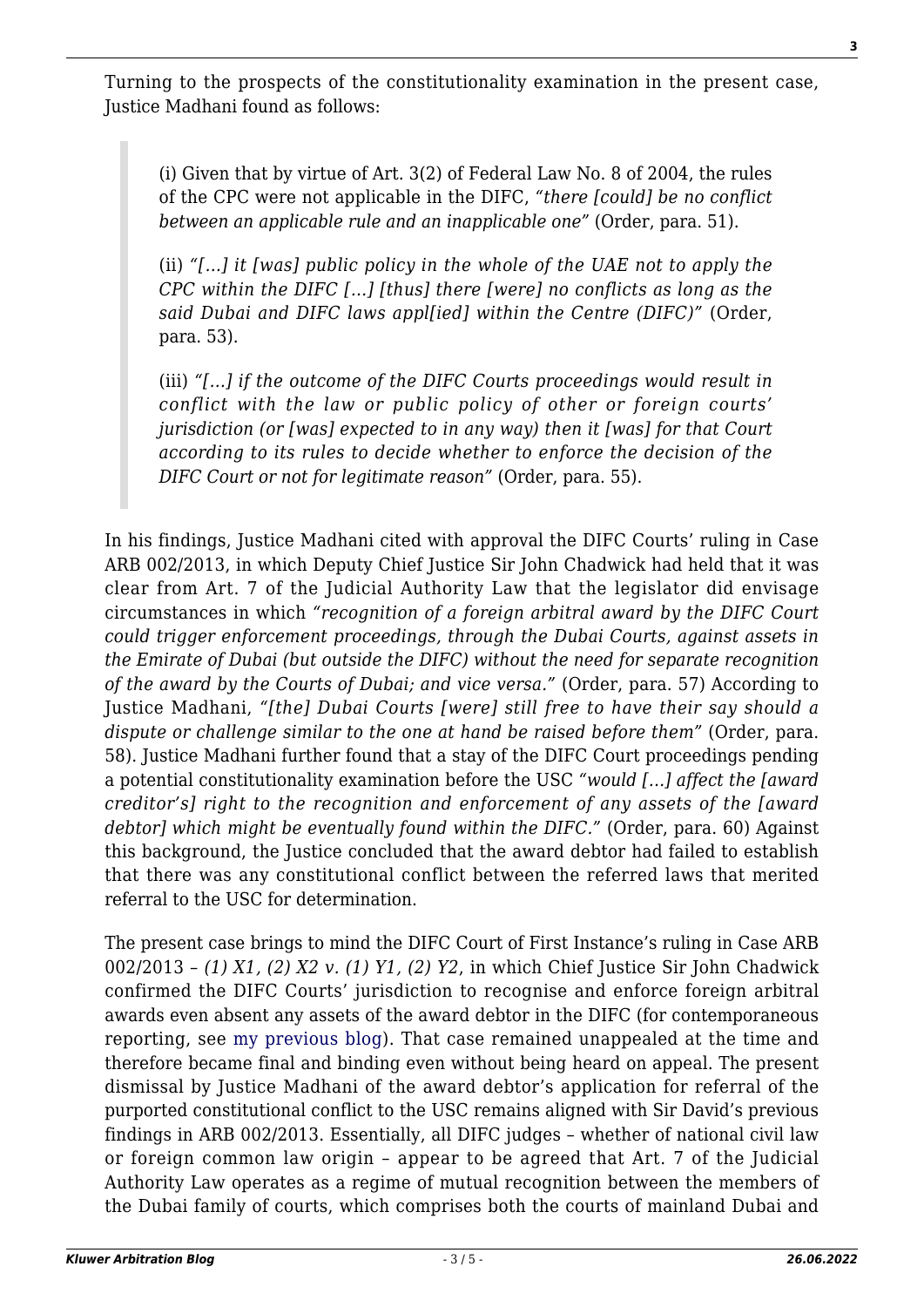Turning to the prospects of the constitutionality examination in the present case, Justice Madhani found as follows:

> (i) Given that by virtue of Art. 3(2) of Federal Law No. 8 of 2004, the rules of the CPC were not applicable in the DIFC, *"there [could] be no conflict between an applicable rule and an inapplicable one"* (Order, para. 51).
>
> (ii) *"[…] it [was] public policy in the whole of the UAE not to apply the CPC within the DIFC […] [thus] there [were] no conflicts as long as the said Dubai and DIFC laws appl[ied] within the Centre (DIFC)"* (Order, para. 53).
>
> (iii) *"[…] if the outcome of the DIFC Courts proceedings would result in conflict with the law or public policy of other or foreign courts' jurisdiction (or [was] expected to in any way) then it [was] for that Court according to its rules to decide whether to enforce the decision of the DIFC Court or not for legitimate reason"* (Order, para. 55).

In his findings, Justice Madhani cited with approval the DIFC Courts' ruling in Case ARB 002/2013, in which Deputy Chief Justice Sir John Chadwick had held that it was clear from Art. 7 of the Judicial Authority Law that the legislator did envisage circumstances in which *"recognition of a foreign arbitral award by the DIFC Court could trigger enforcement proceedings, through the Dubai Courts, against assets in the Emirate of Dubai (but outside the DIFC) without the need for separate recognition of the award by the Courts of Dubai; and vice versa."* (Order, para. 57) According to Justice Madhani, *"[the] Dubai Courts [were] still free to have their say should a dispute or challenge similar to the one at hand be raised before them"* (Order, para. 58). Justice Madhani further found that a stay of the DIFC Court proceedings pending a potential constitutionality examination before the USC *"would […] affect the [award creditor's] right to the recognition and enforcement of any assets of the [award debtor] which might be eventually found within the DIFC."* (Order, para. 60) Against this background, the Justice concluded that the award debtor had failed to establish that there was any constitutional conflict between the referred laws that merited referral to the USC for determination.

The present case brings to mind the DIFC Court of First Instance's ruling in Case ARB 002/2013 – *(1) X1, (2) X2 v. (1) Y1, (2) Y2*, in which Chief Justice Sir John Chadwick confirmed the DIFC Courts' jurisdiction to recognise and enforce foreign arbitral awards even absent any assets of the award debtor in the DIFC (for contemporaneous reporting, see my previous blog). That case remained unappealed at the time and therefore became final and binding even without being heard on appeal. The present dismissal by Justice Madhani of the award debtor's application for referral of the purported constitutional conflict to the USC remains aligned with Sir David's previous findings in ARB 002/2013. Essentially, all DIFC judges – whether of national civil law or foreign common law origin – appear to be agreed that Art. 7 of the Judicial Authority Law operates as a regime of mutual recognition between the members of the Dubai family of courts, which comprises both the courts of mainland Dubai and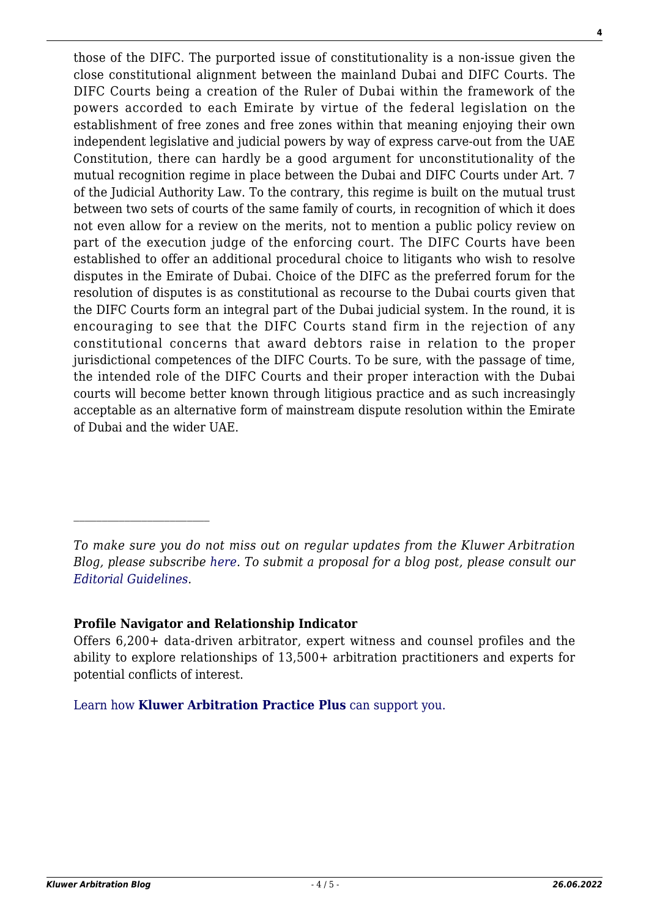those of the DIFC. The purported issue of constitutionality is a non-issue given the close constitutional alignment between the mainland Dubai and DIFC Courts. The DIFC Courts being a creation of the Ruler of Dubai within the framework of the powers accorded to each Emirate by virtue of the federal legislation on the establishment of free zones and free zones within that meaning enjoying their own independent legislative and judicial powers by way of express carve-out from the UAE Constitution, there can hardly be a good argument for unconstitutionality of the mutual recognition regime in place between the Dubai and DIFC Courts under Art. 7 of the Judicial Authority Law. To the contrary, this regime is built on the mutual trust between two sets of courts of the same family of courts, in recognition of which it does not even allow for a review on the merits, not to mention a public policy review on part of the execution judge of the enforcing court. The DIFC Courts have been established to offer an additional procedural choice to litigants who wish to resolve disputes in the Emirate of Dubai. Choice of the DIFC as the preferred forum for the resolution of disputes is as constitutional as recourse to the Dubai courts given that the DIFC Courts form an integral part of the Dubai judicial system. In the round, it is encouraging to see that the DIFC Courts stand firm in the rejection of any constitutional concerns that award debtors raise in relation to the proper jurisdictional competences of the DIFC Courts. To be sure, with the passage of time, the intended role of the DIFC Courts and their proper interaction with the Dubai courts will become better known through litigious practice and as such increasingly acceptable as an alternative form of mainstream dispute resolution within the Emirate of Dubai and the wider UAE.

---

*To make sure you do not miss out on regular updates from the Kluwer Arbitration Blog, please subscribe here. To submit a proposal for a blog post, please consult our Editorial Guidelines.*

**Profile Navigator and Relationship Indicator**

Offers 6,200+ data-driven arbitrator, expert witness and counsel profiles and the ability to explore relationships of 13,500+ arbitration practitioners and experts for potential conflicts of interest.

Learn how **Kluwer Arbitration Practice Plus** can support you.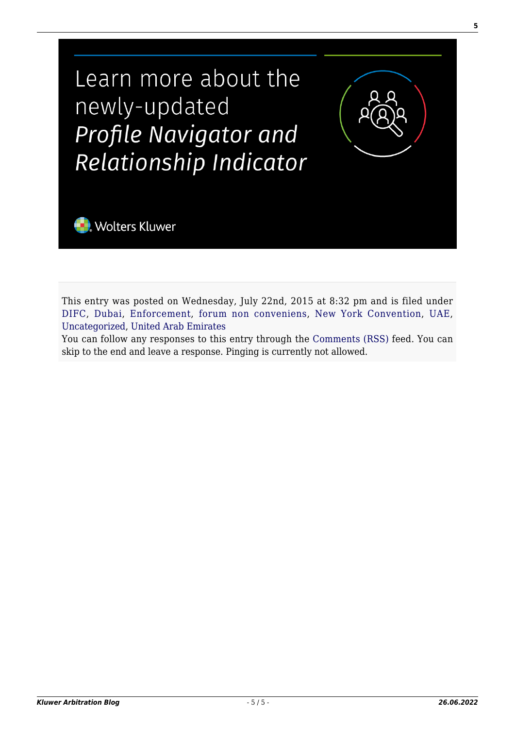Learn more about the newly-updated *Profile Navigator and Relationship Indicator*

Wolters Kluwer

This entry was posted on Wednesday, July 22nd, 2015 at 8:32 pm and is filed under DIFC, Dubai, Enforcement, forum non conveniens, New York Convention, UAE, Uncategorized, United Arab Emirates
You can follow any responses to this entry through the Comments (RSS) feed. You can skip to the end and leave a response. Pinging is currently not allowed.